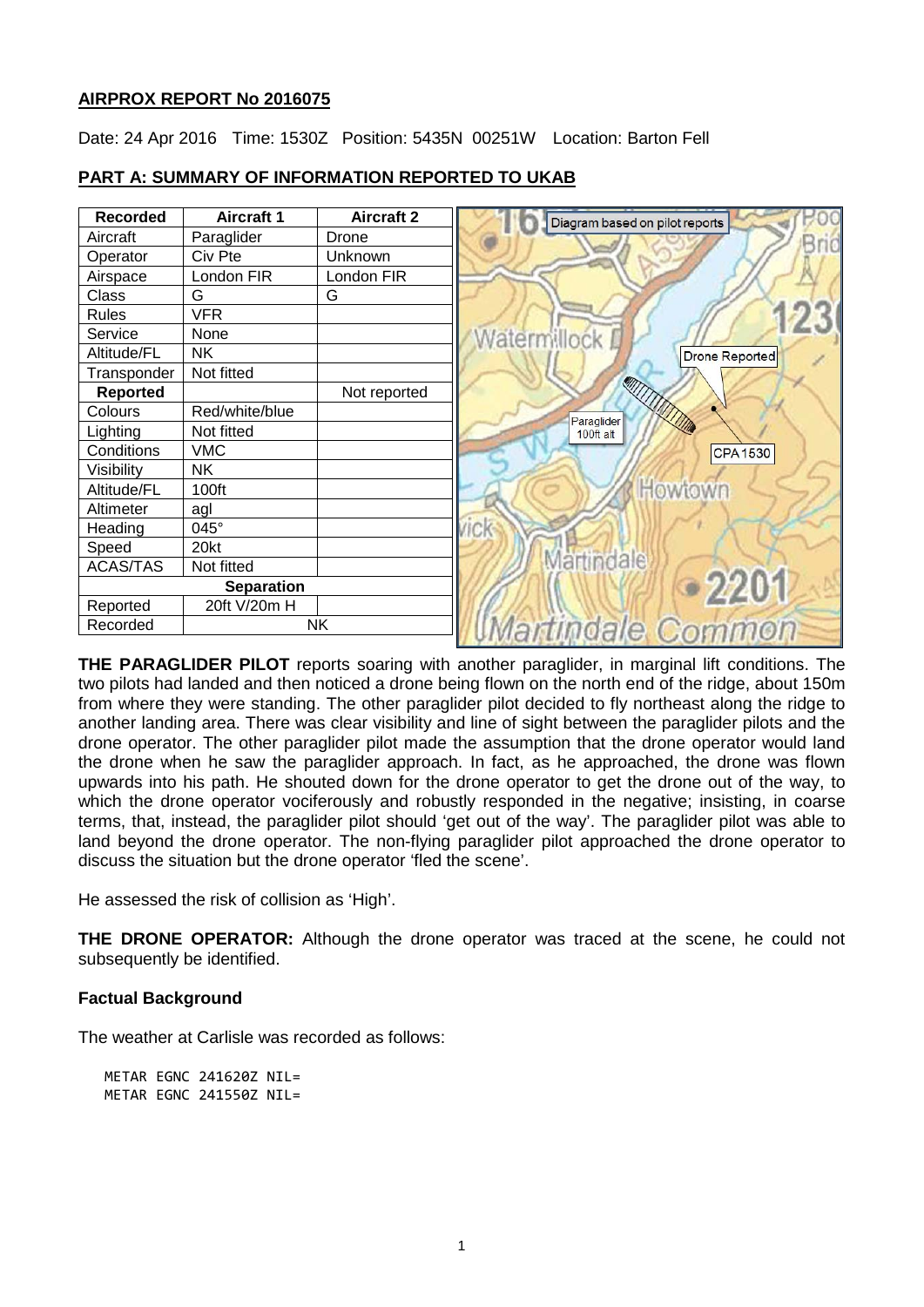## AIRPROX REPORT No 2016075

Date: 24 Apr 2016 Time: 1530Z Position: 5435N 00251W Location: Barton Fell

## PART A: SUMMARY OF INFORMATION REPORTED TO UKAB

| Recorded | Aircraft 1 | Aircraft 2 |
|---|---|---|
| Aircraft | Paraglider | Drone |
| Operator | Civ Pte | Unknown |
| Airspace | London FIR | London FIR |
| Class | G | G |
| Rules | VFR | |
| Service | None | |
| Altitude/FL | NK | |
| Transponder | Not fitted | |
| **Reported** | | Not reported |
| Colours | Red/white/blue | |
| Lighting | Not fitted | |
| Conditions | VMC | |
| Visibility | NK | |
| Altitude/FL | 100ft | |
| Altimeter | agl | |
| Heading | 045° | |
| Speed | 20kt | |
| ACAS/TAS | Not fitted | |
| **Separation** | | |
| Reported | 20ft V/20m H | |
| Recorded | NK | |

Diagram based on pilot reports

**THE PARAGLIDER PILOT** reports soaring with another paraglider, in marginal lift conditions. The two pilots had landed and then noticed a drone being flown on the north end of the ridge, about 150m from where they were standing. The other paraglider pilot decided to fly northeast along the ridge to another landing area. There was clear visibility and line of sight between the paraglider pilots and the drone operator. The other paraglider pilot made the assumption that the drone operator would land the drone when he saw the paraglider approach. In fact, as he approached, the drone was flown upwards into his path. He shouted down for the drone operator to get the drone out of the way, to which the drone operator vociferously and robustly responded in the negative; insisting, in coarse terms, that, instead, the paraglider pilot should 'get out of the way'. The paraglider pilot was able to land beyond the drone operator. The non-flying paraglider pilot approached the drone operator to discuss the situation but the drone operator 'fled the scene'.

He assessed the risk of collision as 'High'.

**THE DRONE OPERATOR:** Although the drone operator was traced at the scene, he could not subsequently be identified.

### Factual Background

The weather at Carlisle was recorded as follows:

```
METAR EGNC 241620Z NIL=
METAR EGNC 241550Z NIL=
```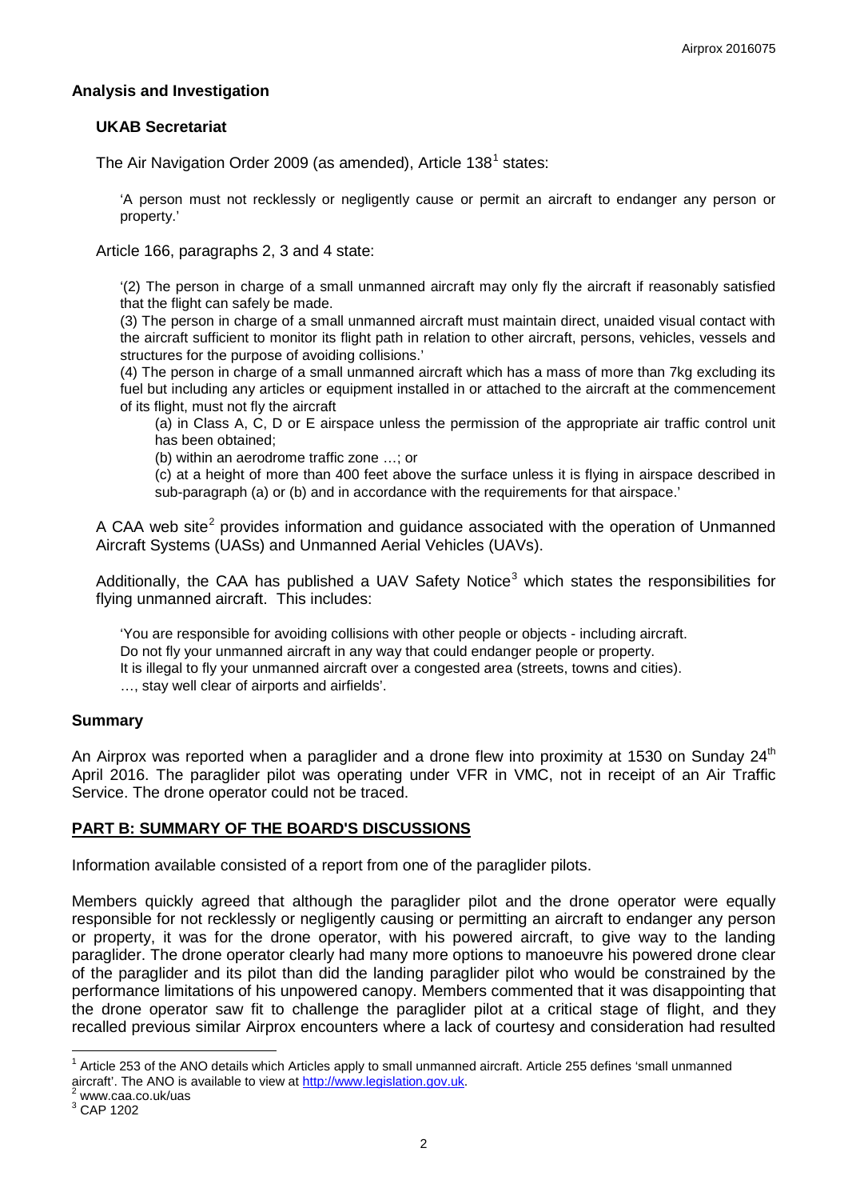## Analysis and Investigation

### UKAB Secretariat

The Air Navigation Order 2009 (as amended), Article 138[1] states:

> 'A person must not recklessly or negligently cause or permit an aircraft to endanger any person or property.'

Article 166, paragraphs 2, 3 and 4 state:

> '(2) The person in charge of a small unmanned aircraft may only fly the aircraft if reasonably satisfied that the flight can safely be made.
>
> (3) The person in charge of a small unmanned aircraft must maintain direct, unaided visual contact with the aircraft sufficient to monitor its flight path in relation to other aircraft, persons, vehicles, vessels and structures for the purpose of avoiding collisions.'
>
> (4) The person in charge of a small unmanned aircraft which has a mass of more than 7kg excluding its fuel but including any articles or equipment installed in or attached to the aircraft at the commencement of its flight, must not fly the aircraft
>
> (a) in Class A, C, D or E airspace unless the permission of the appropriate air traffic control unit has been obtained;
>
> (b) within an aerodrome traffic zone …; or
>
> (c) at a height of more than 400 feet above the surface unless it is flying in airspace described in sub-paragraph (a) or (b) and in accordance with the requirements for that airspace.'

A CAA web site[2] provides information and guidance associated with the operation of Unmanned Aircraft Systems (UASs) and Unmanned Aerial Vehicles (UAVs).

Additionally, the CAA has published a UAV Safety Notice[3] which states the responsibilities for flying unmanned aircraft. This includes:

> 'You are responsible for avoiding collisions with other people or objects - including aircraft.
> Do not fly your unmanned aircraft in any way that could endanger people or property.
> It is illegal to fly your unmanned aircraft over a congested area (streets, towns and cities).
> …, stay well clear of airports and airfields'.

## Summary

An Airprox was reported when a paraglider and a drone flew into proximity at 1530 on Sunday 24th April 2016. The paraglider pilot was operating under VFR in VMC, not in receipt of an Air Traffic Service. The drone operator could not be traced.

## PART B: SUMMARY OF THE BOARD'S DISCUSSIONS

Information available consisted of a report from one of the paraglider pilots.

Members quickly agreed that although the paraglider pilot and the drone operator were equally responsible for not recklessly or negligently causing or permitting an aircraft to endanger any person or property, it was for the drone operator, with his powered aircraft, to give way to the landing paraglider. The drone operator clearly had many more options to manoeuvre his powered drone clear of the paraglider and its pilot than did the landing paraglider pilot who would be constrained by the performance limitations of his unpowered canopy. Members commented that it was disappointing that the drone operator saw fit to challenge the paraglider pilot at a critical stage of flight, and they recalled previous similar Airprox encounters where a lack of courtesy and consideration had resulted

---

[1] Article 253 of the ANO details which Articles apply to small unmanned aircraft. Article 255 defines 'small unmanned aircraft'. The ANO is available to view at http://www.legislation.gov.uk.

[2] www.caa.co.uk/uas

[3] CAP 1202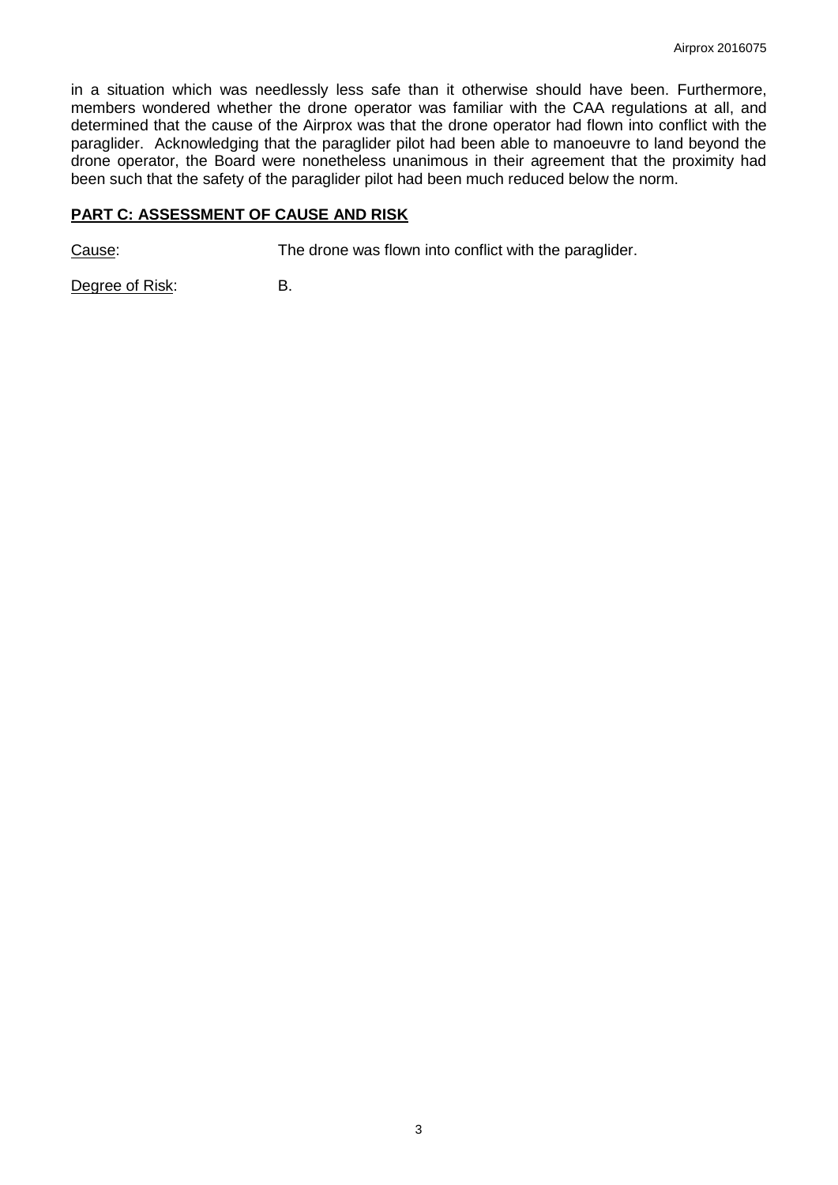in a situation which was needlessly less safe than it otherwise should have been. Furthermore, members wondered whether the drone operator was familiar with the CAA regulations at all, and determined that the cause of the Airprox was that the drone operator had flown into conflict with the paraglider. Acknowledging that the paraglider pilot had been able to manoeuvre to land beyond the drone operator, the Board were nonetheless unanimous in their agreement that the proximity had been such that the safety of the paraglider pilot had been much reduced below the norm.

## PART C: ASSESSMENT OF CAUSE AND RISK

Cause: The drone was flown into conflict with the paraglider.

Degree of Risk: B.